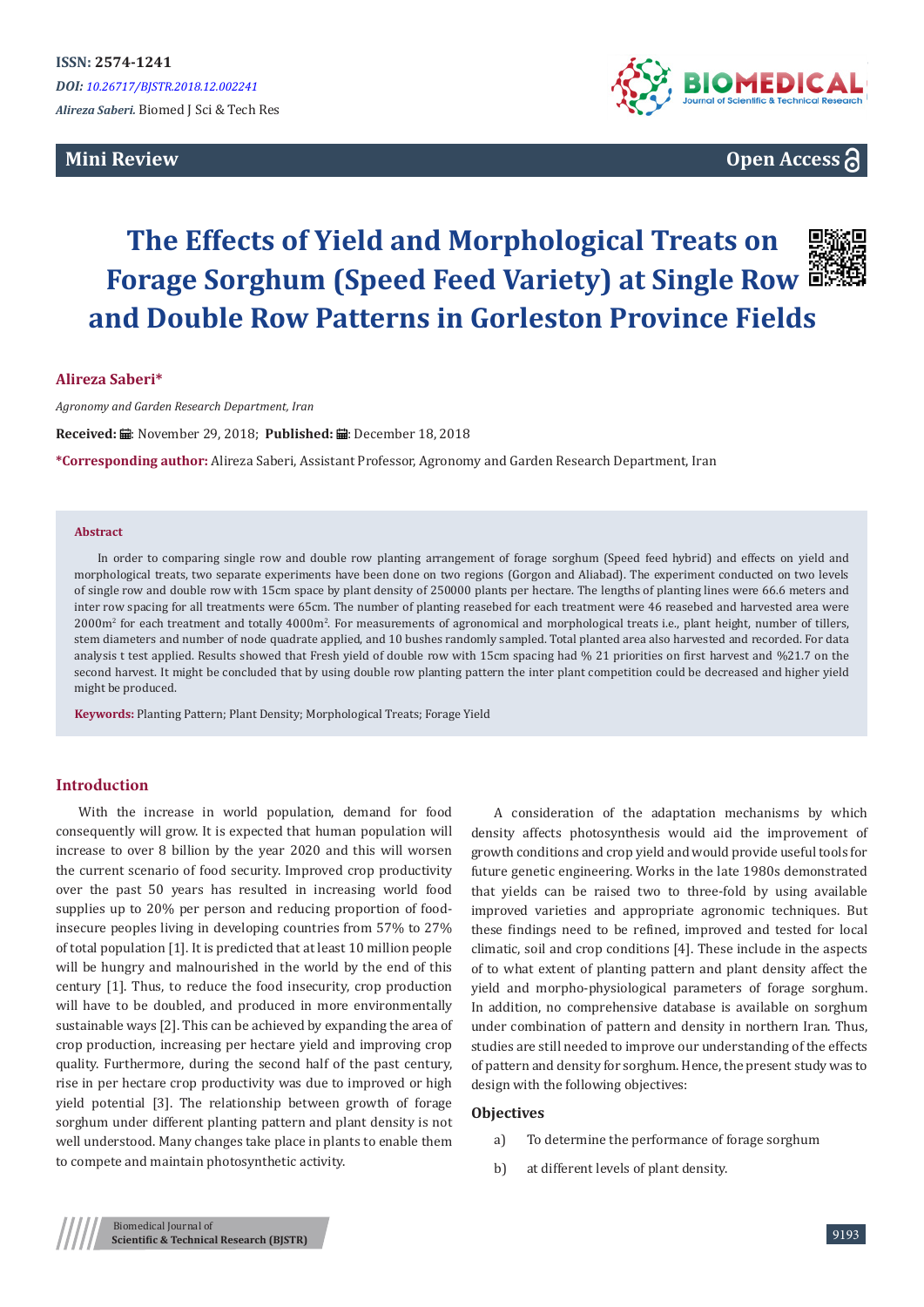ISSN: 2574-1241

*DOI: 10.26717/BJSTR.2018.12.002241*

*Alireza Saberi.* Biomed J Sci & Tech Res

**Mini Review**

**Open Access**

# The Effects of Yield and Morphological Treats on Forage Sorghum (Speed Feed Variety) at Single Row and Double Row Patterns in Gorleston Province Fields

**Alireza Saberi***

*Agronomy and Garden Research Department, Iran*

**Received:** November 29, 2018; **Published:** December 18, 2018

***Corresponding author:** Alireza Saberi, Assistant Professor, Agronomy and Garden Research Department, Iran

## Abstract

In order to comparing single row and double row planting arrangement of forage sorghum (Speed feed hybrid) and effects on yield and morphological treats, two separate experiments have been done on two regions (Gorgon and Aliabad). The experiment conducted on two levels of single row and double row with 15cm space by plant density of 250000 plants per hectare. The lengths of planting lines were 66.6 meters and inter row spacing for all treatments were 65cm. The number of planting reasebed for each treatment were 46 reasebed and harvested area were 2000m$^2$ for each treatment and totally 4000m$^2$. For measurements of agronomical and morphological treats i.e., plant height, number of tillers, stem diameters and number of node quadrate applied, and 10 bushes randomly sampled. Total planted area also harvested and recorded. For data analysis t test applied. Results showed that Fresh yield of double row with 15cm spacing had % 21 priorities on first harvest and %21.7 on the second harvest. It might be concluded that by using double row planting pattern the inter plant competition could be decreased and higher yield might be produced.

**Keywords:** Planting Pattern; Plant Density; Morphological Treats; Forage Yield

## Introduction

With the increase in world population, demand for food consequently will grow. It is expected that human population will increase to over 8 billion by the year 2020 and this will worsen the current scenario of food security. Improved crop productivity over the past 50 years has resulted in increasing world food supplies up to 20% per person and reducing proportion of food-insecure peoples living in developing countries from 57% to 27% of total population [1]. It is predicted that at least 10 million people will be hungry and malnourished in the world by the end of this century [1]. Thus, to reduce the food insecurity, crop production will have to be doubled, and produced in more environmentally sustainable ways [2]. This can be achieved by expanding the area of crop production, increasing per hectare yield and improving crop quality. Furthermore, during the second half of the past century, rise in per hectare crop productivity was due to improved or high yield potential [3]. The relationship between growth of forage sorghum under different planting pattern and plant density is not well understood. Many changes take place in plants to enable them to compete and maintain photosynthetic activity.

A consideration of the adaptation mechanisms by which density affects photosynthesis would aid the improvement of growth conditions and crop yield and would provide useful tools for future genetic engineering. Works in the late 1980s demonstrated that yields can be raised two to three-fold by using available improved varieties and appropriate agronomic techniques. But these findings need to be refined, improved and tested for local climatic, soil and crop conditions [4]. These include in the aspects of to what extent of planting pattern and plant density affect the yield and morpho-physiological parameters of forage sorghum. In addition, no comprehensive database is available on sorghum under combination of pattern and density in northern Iran. Thus, studies are still needed to improve our understanding of the effects of pattern and density for sorghum. Hence, the present study was to design with the following objectives:

### Objectives

a) To determine the performance of forage sorghum

b) at different levels of plant density.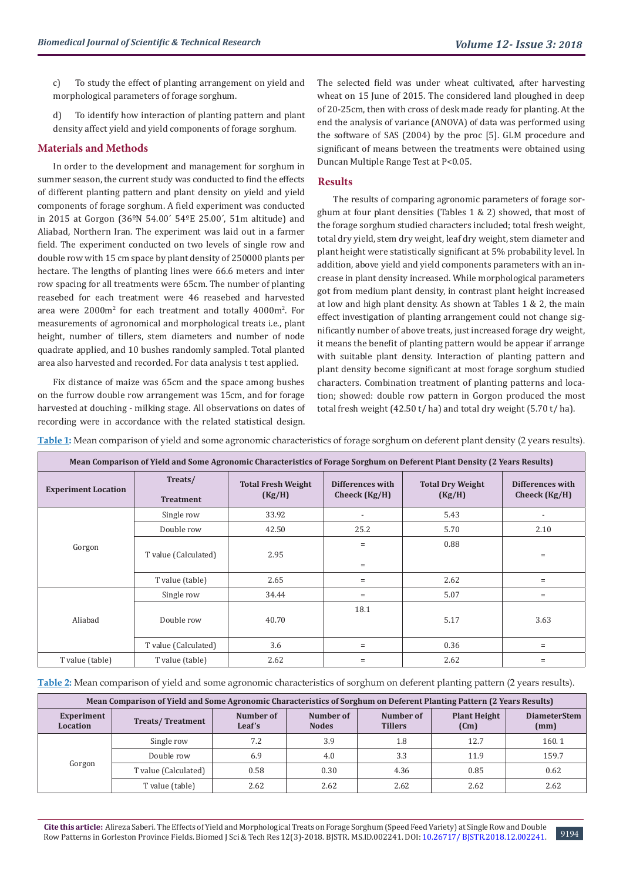c) To study the effect of planting arrangement on yield and morphological parameters of forage sorghum.

d) To identify how interaction of planting pattern and plant density affect yield and yield components of forage sorghum.

## Materials and Methods

In order to the development and management for sorghum in summer season, the current study was conducted to find the effects of different planting pattern and plant density on yield and yield components of forage sorghum. A field experiment was conducted in 2015 at Gorgon (36ºN 54.00´ 54ºE 25.00´, 51m altitude) and Aliabad, Northern Iran. The experiment was laid out in a farmer field. The experiment conducted on two levels of single row and double row with 15 cm space by plant density of 250000 plants per hectare. The lengths of planting lines were 66.6 meters and inter row spacing for all treatments were 65cm. The number of planting reasebed for each treatment were 46 reasebed and harvested area were 2000m$^2$ for each treatment and totally 4000m$^2$. For measurements of agronomical and morphological treats i.e., plant height, number of tillers, stem diameters and number of node quadrate applied, and 10 bushes randomly sampled. Total planted area also harvested and recorded. For data analysis t test applied.

Fix distance of maize was 65cm and the space among bushes on the furrow double row arrangement was 15cm, and for forage harvested at douching - milking stage. All observations on dates of recording were in accordance with the related statistical design. The selected field was under wheat cultivated, after harvesting wheat on 15 June of 2015. The considered land ploughed in deep of 20-25cm, then with cross of desk made ready for planting. At the end the analysis of variance (ANOVA) of data was performed using the software of SAS (2004) by the proc [5]. GLM procedure and significant of means between the treatments were obtained using Duncan Multiple Range Test at P<0.05.

## Results

The results of comparing agronomic parameters of forage sorghum at four plant densities (Tables 1 & 2) showed, that most of the forage sorghum studied characters included; total fresh weight, total dry yield, stem dry weight, leaf dry weight, stem diameter and plant height were statistically significant at 5% probability level. In addition, above yield and yield components parameters with an increase in plant density increased. While morphological parameters got from medium plant density, in contrast plant height increased at low and high plant density. As shown at Tables 1 & 2, the main effect investigation of planting arrangement could not change significantly number of above treats, just increased forage dry weight, it means the benefit of planting pattern would be appear if arrange with suitable plant density. Interaction of planting pattern and plant density become significant at most forage sorghum studied characters. Combination treatment of planting patterns and location; showed: double row pattern in Gorgon produced the most total fresh weight (42.50 t/ ha) and total dry weight (5.70 t/ ha).

**Table 1:** Mean comparison of yield and some agronomic characteristics of forage sorghum on deferent plant density (2 years results).

| Mean Comparison of Yield and Some Agronomic Characteristics of Forage Sorghum on Deferent Plant Density (2 Years Results) | | | | | |
|---|---|---|---|---|---|
| Experiment Location | Treats/ Treatment | Total Fresh Weight (Kg/H) | Differences with Cheeck (Kg/H) | Total Dry Weight (Kg/H) | Differences with Cheeck (Kg/H) |
| Gorgon | Single row | 33.92 | - | 5.43 | - |
| | Double row | 42.50 | 25.2 | 5.70 | 2.10 |
| | T value (Calculated) | 2.95 | = = | 0.88 | = |
| | T value (table) | 2.65 | = | 2.62 | = |
| Aliabad | Single row | 34.44 | = | 5.07 | = |
| | Double row | 40.70 | 18.1 | 5.17 | 3.63 |
| | T value (Calculated) | 3.6 | = | 0.36 | = |
| T value (table) | T value (table) | 2.62 | = | 2.62 | = |

**Table 2:** Mean comparison of yield and some agronomic characteristics of sorghum on deferent planting pattern (2 years results).

| Mean Comparison of Yield and Some Agronomic Characteristics of Sorghum on Deferent Planting Pattern (2 Years Results) | | | | | | |
|---|---|---|---|---|---|---|
| Experiment Location | Treats/ Treatment | Number of Leaf's | Number of Nodes | Number of Tillers | Plant Height (Cm) | DiameterStem (mm) |
| Gorgon | Single row | 7.2 | 3.9 | 1.8 | 12.7 | 160. 1 |
| | Double row | 6.9 | 4.0 | 3.3 | 11.9 | 159.7 |
| | T value (Calculated) | 0.58 | 0.30 | 4.36 | 0.85 | 0.62 |
| | T value (table) | 2.62 | 2.62 | 2.62 | 2.62 | 2.62 |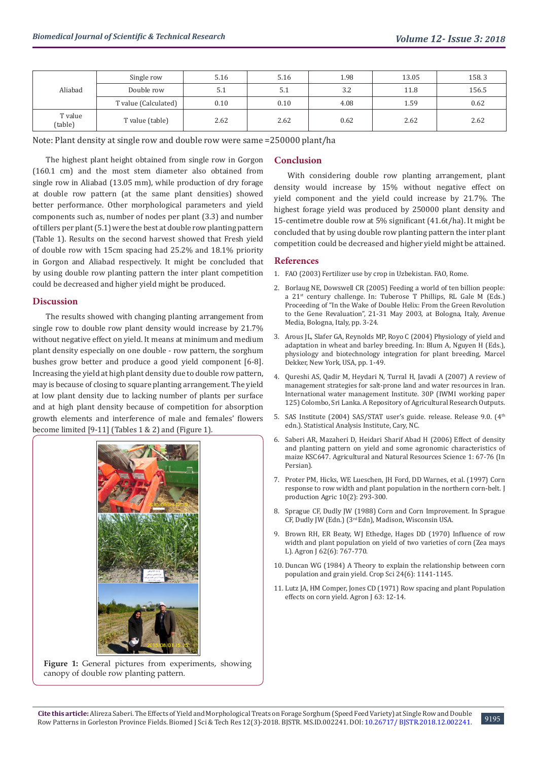| | | | | | | |
|---|---|---|---|---|---|---|
| Aliabad | Single row | 5.16 | 5.16 | 1.98 | 13.05 | 158. 3 |
| | Double row | 5.1 | 5.1 | 3.2 | 11.8 | 156.5 |
| | T value (Calculated) | 0.10 | 0.10 | 4.08 | 1.59 | 0.62 |
| T value (table) | T value (table) | 2.62 | 2.62 | 0.62 | 2.62 | 2.62 |

Note: Plant density at single row and double row were same =250000 plant/ha

The highest plant height obtained from single row in Gorgon (160.1 cm) and the most stem diameter also obtained from single row in Aliabad (13.05 mm), while production of dry forage at double row pattern (at the same plant densities) showed better performance. Other morphological parameters and yield components such as, number of nodes per plant (3.3) and number of tillers per plant (5.1) were the best at double row planting pattern (Table 1). Results on the second harvest showed that Fresh yield of double row with 15cm spacing had 25.2% and 18.1% priority in Gorgon and Aliabad respectively. It might be concluded that by using double row planting pattern the inter plant competition could be decreased and higher yield might be produced.

## Discussion

The results showed with changing planting arrangement from single row to double row plant density would increase by 21.7% without negative effect on yield. It means at minimum and medium plant density especially on one double - row pattern, the sorghum bushes grow better and produce a good yield component [6-8]. Increasing the yield at high plant density due to double row pattern, may is because of closing to square planting arrangement. The yield at low plant density due to lacking number of plants per surface and at high plant density because of competition for absorption growth elements and interference of male and females' flowers become limited [9-11] (Tables 1 & 2) and (Figure 1).

**Figure 1:** General pictures from experiments, showing canopy of double row planting pattern.

## Conclusion

With considering double row planting arrangement, plant density would increase by 15% without negative effect on yield component and the yield could increase by 21.7%. The highest forage yield was produced by 250000 plant density and 15-centimetre double row at 5% significant (41.6t/ha). It might be concluded that by using double row planting pattern the inter plant competition could be decreased and higher yield might be attained.

## References

1. FAO (2003) Fertilizer use by crop in Uzbekistan. FAO, Rome.
2. Borlaug NE, Dowswell CR (2005) Feeding a world of ten billion people: a 21st century challenge. In: Tuberose T Phillips, RL Gale M (Eds.) Proceeding of "In the Wake of Double Helix: From the Green Revolution to the Gene Revaluation", 21-31 May 2003, at Bologna, Italy, Avenue Media, Bologna, Italy, pp. 3-24.
3. Arous JL, Slafer GA, Reynolds MP, Royo C (2004) Physiology of yield and adaptation in wheat and barley breeding. In: Blum A, Nguyen H (Eds.), physiology and biotechnology integration for plant breeding, Marcel Dekker, New York, USA, pp. 1-49.
4. Qureshi AS, Qadir M, Heydari N, Turral H, Javadi A (2007) A review of management strategies for salt-prone land and water resources in Iran. International water management Institute. 30P (IWMI working paper 125) Colombo, Sri Lanka. A Repository of Agricultural Research Outputs.
5. SAS Institute (2004) SAS/STAT user's guide. release. Release 9.0. (4th edn.). Statistical Analysis Institute, Cary, NC.
6. Saberi AR, Mazaheri D, Heidari Sharif Abad H (2006) Effect of density and planting pattern on yield and some agronomic characteristics of maize KSC647. Agricultural and Natural Resources Science 1: 67-76 (In Persian).
7. Proter PM, Hicks, WE Lueschen, JH Ford, DD Warnes, et al. (1997) Corn response to row width and plant population in the northern corn-belt. J production Agric 10(2): 293-300.
8. Sprague CF, Dudly JW (1988) Corn and Corn Improvement. In Sprague CF, Dudly JW (Edn.) (3rd Edn), Madison, Wisconsin USA.
9. Brown RH, ER Beaty, WJ Ethedge, Hages DD (1970) Influence of row width and plant population on yield of two varieties of corn (Zea mays L). Agron J 62(6): 767-770.
10. Duncan WG (1984) A Theory to explain the relationship between corn population and grain yield. Crop Sci 24(6): 1141-1145.
11. Lutz JA, HM Comper, Jones CD (1971) Row spacing and plant Population effects on corn yield. Agron J 63: 12-14.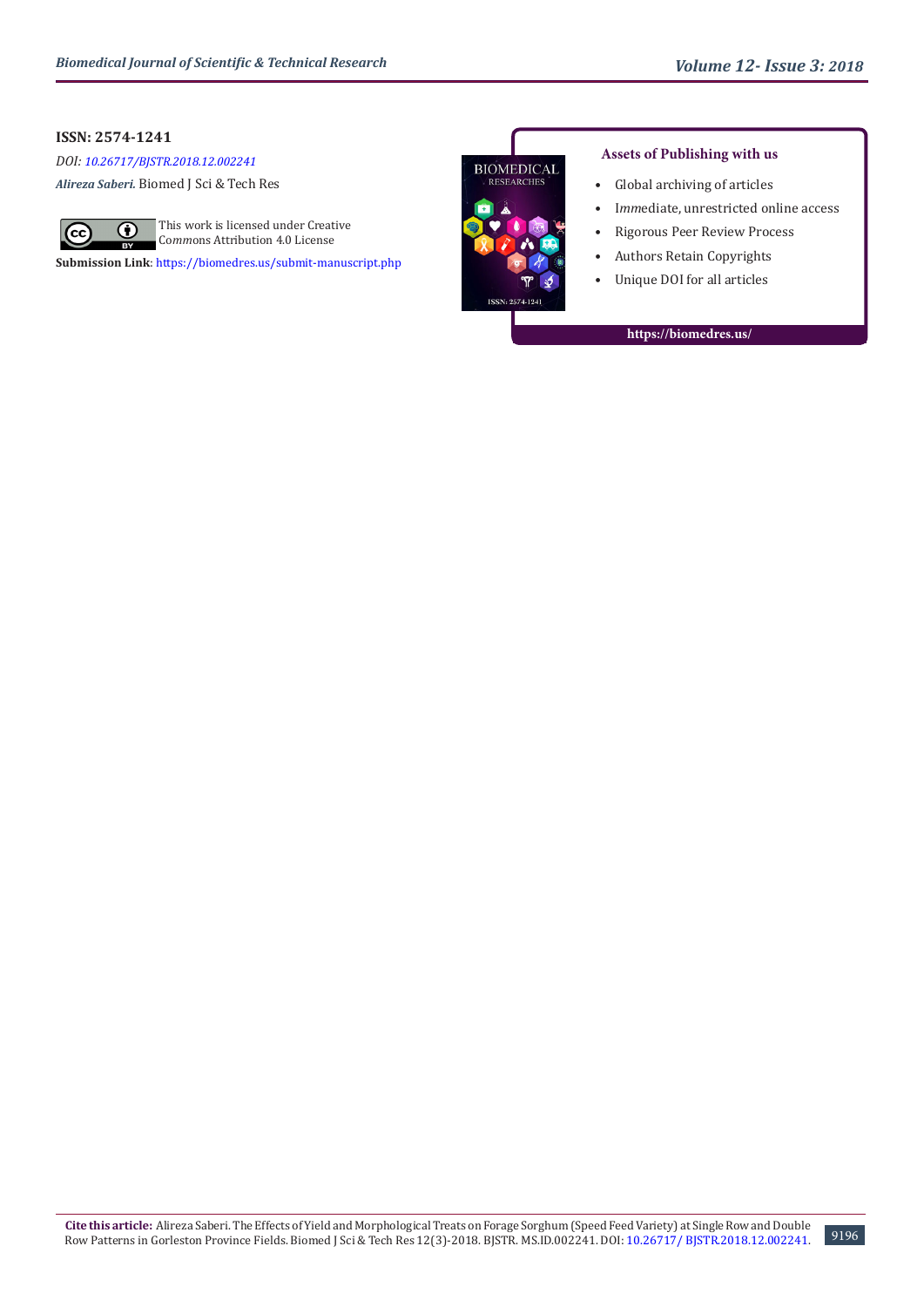**ISSN: 2574-1241**

*DOI: 10.26717/BJSTR.2018.12.002241*

***Alireza Saberi.*** Biomed J Sci & Tech Res

This work is licensed under Creative Commons Attribution 4.0 License

**Submission Link**: https://biomedres.us/submit-manuscript.php

### Assets of Publishing with us

- Global archiving of articles
- Immediate, unrestricted online access
- Rigorous Peer Review Process
- Authors Retain Copyrights
- Unique DOI for all articles

**https://biomedres.us/**

**Cite this article:** Alireza Saberi. The Effects of Yield and Morphological Treats on Forage Sorghum (Speed Feed Variety) at Single Row and Double Row Patterns in Gorleston Province Fields. Biomed J Sci & Tech Res 12(3)-2018. BJSTR. MS.ID.002241. DOI: 10.26717/ BJSTR.2018.12.002241.